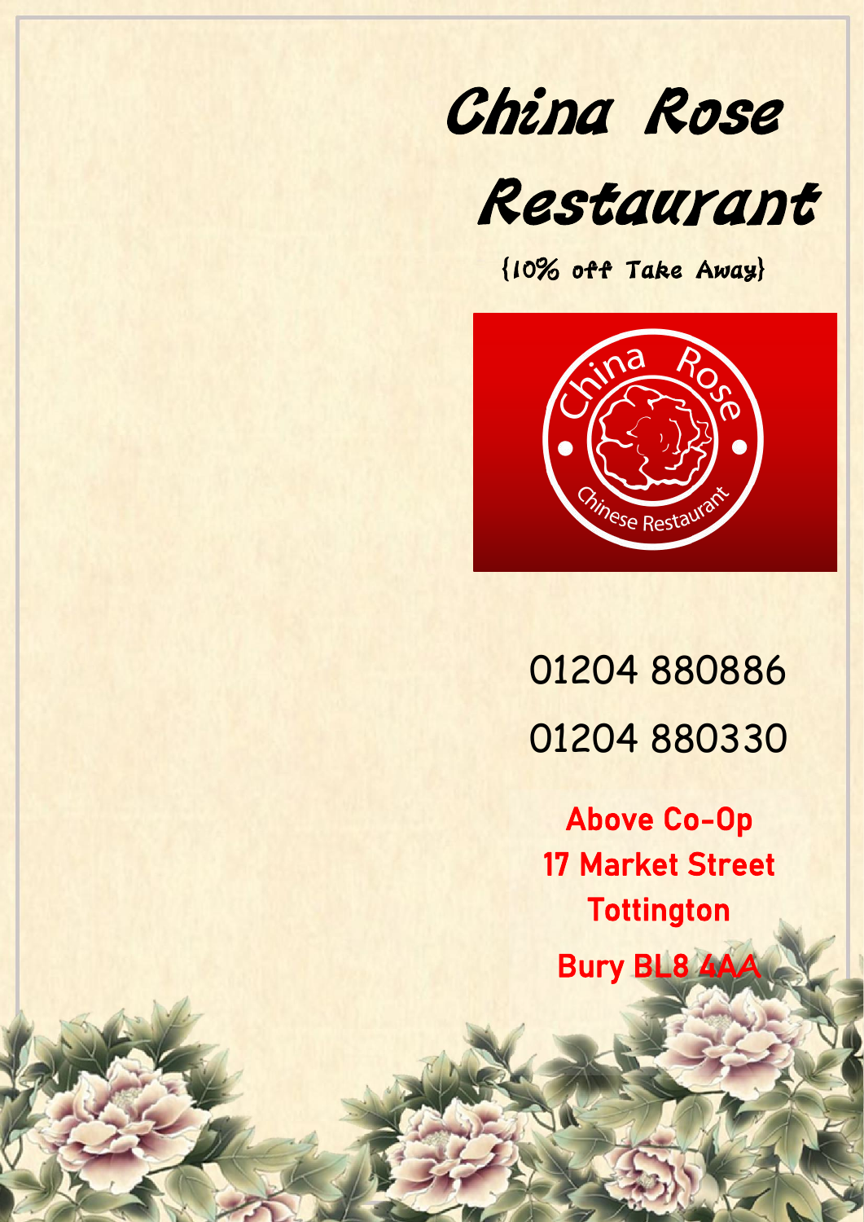# China Rose Restaurant

{10% off Take Away}

01204 880886

01204 880330

**Above Co-Op**
**17 Market Street**
**Tottington**
**Bury BL8 4AA**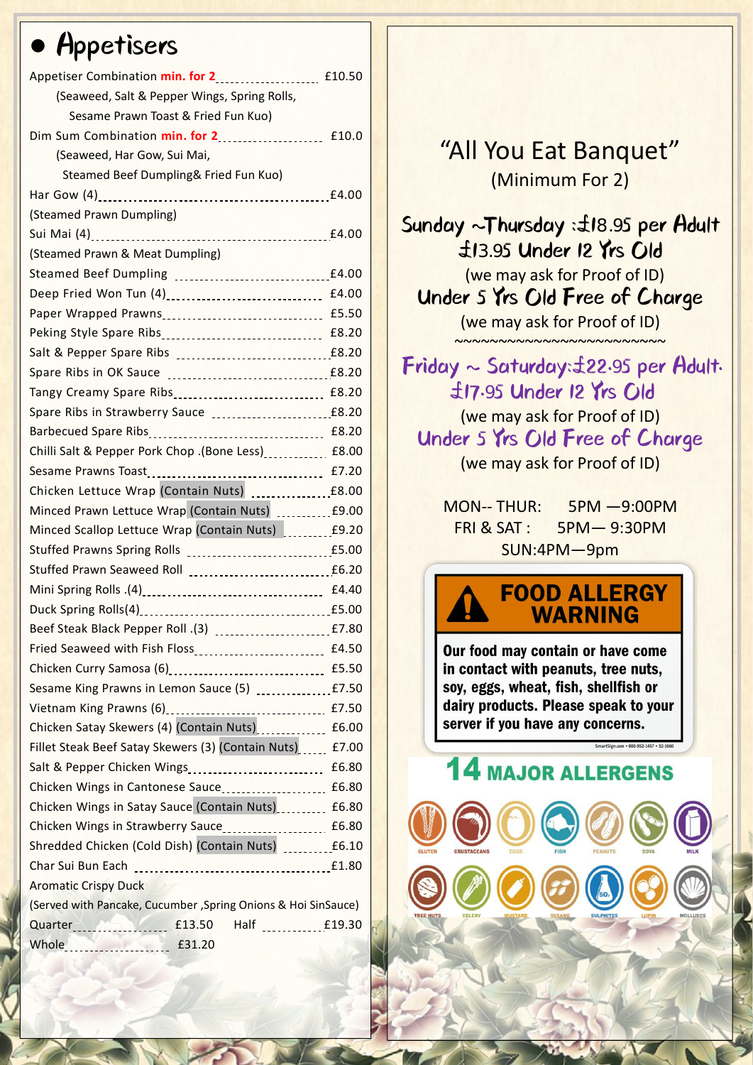# • Appetisers

Appetiser Combination **min. for 2** £10.50
(Seaweed, Salt & Pepper Wings, Spring Rolls, Sesame Prawn Toast & Fried Fun Kuo)

Dim Sum Combination **min. for 2** £10.0
(Seaweed, Har Gow, Sui Mai, Steamed Beef Dumpling& Fried Fun Kuo)

| | |
|---|---|
| Har Gow (4) (Steamed Prawn Dumpling) | £4.00 |
| Sui Mai (4) (Steamed Prawn & Meat Dumpling) | £4.00 |
| Steamed Beef Dumpling | £4.00 |
| Deep Fried Won Tun (4) | £4.00 |
| Paper Wrapped Prawns | £5.50 |
| Peking Style Spare Ribs | £8.20 |
| Salt & Pepper Spare Ribs | £8.20 |
| Spare Ribs in OK Sauce | £8.20 |
| Tangy Creamy Spare Ribs | £8.20 |
| Spare Ribs in Strawberry Sauce | £8.20 |
| Barbecued Spare Ribs | £8.20 |
| Chilli Salt & Pepper Pork Chop .(Bone Less) | £8.00 |
| Sesame Prawns Toast | £7.20 |
| Chicken Lettuce Wrap (Contain Nuts) | £8.00 |
| Minced Prawn Lettuce Wrap (Contain Nuts) | £9.00 |
| Minced Scallop Lettuce Wrap (Contain Nuts) | £9.20 |
| Stuffed Prawns Spring Rolls | £5.00 |
| Stuffed Prawn Seaweed Roll | £6.20 |
| Mini Spring Rolls .(4) | £4.40 |
| Duck Spring Rolls(4) | £5.00 |
| Beef Steak Black Pepper Roll .(3) | £7.80 |
| Fried Seaweed with Fish Floss | £4.50 |
| Chicken Curry Samosa (6) | £5.50 |
| Sesame King Prawns in Lemon Sauce (5) | £7.50 |
| Vietnam King Prawns (6) | £7.50 |
| Chicken Satay Skewers (4) (Contain Nuts) | £6.00 |
| Fillet Steak Beef Satay Skewers (3) (Contain Nuts) | £7.00 |
| Salt & Pepper Chicken Wings | £6.80 |
| Chicken Wings in Cantonese Sauce | £6.80 |
| Chicken Wings in Satay Sauce (Contain Nuts) | £6.80 |
| Chicken Wings in Strawberry Sauce | £6.80 |
| Shredded Chicken (Cold Dish) (Contain Nuts) | £6.10 |
| Char Sui Bun Each | £1.80 |

Aromatic Crispy Duck
(Served with Pancake, Cucumber ,Spring Onions & Hoi SinSauce)

Quarter £13.50 Half £19.30
Whole £31.20

## "All You Eat Banquet"
(Minimum For 2)

**Sunday ~Thursday :£18.95 per Adult**
**£13.95 Under 12 Yrs Old**
(we may ask for Proof of ID)
**Under 5 Yrs Old Free of Charge**
(we may ask for Proof of ID)

~~~~~~~~~~~~~~~~~~~~~~~~

**Friday ~ Saturday:£22.95 per Adult.**
**£17.95 Under 12 Yrs Old**
(we may ask for Proof of ID)
**Under 5 Yrs Old Free of Charge**
(we may ask for Proof of ID)

MON-- THUR: 5PM —9:00PM
FRI & SAT : 5PM— 9:30PM
SUN:4PM—9pm

**FOOD ALLERGY WARNING**

**Our food may contain or have come in contact with peanuts, tree nuts, soy, eggs, wheat, fish, shellfish or dairy products. Please speak to your server if you have any concerns.**

SmartSign.com • 800-952-1457 • S2-1660

**14 MAJOR ALLERGENS**

GLUTEN CRUSTACEANS EGGS FISH PEANUTS SOYA MILK
TREE NUTS CELERY MUSTARD SESAME SULPHITES LUPIN MOLLUSCS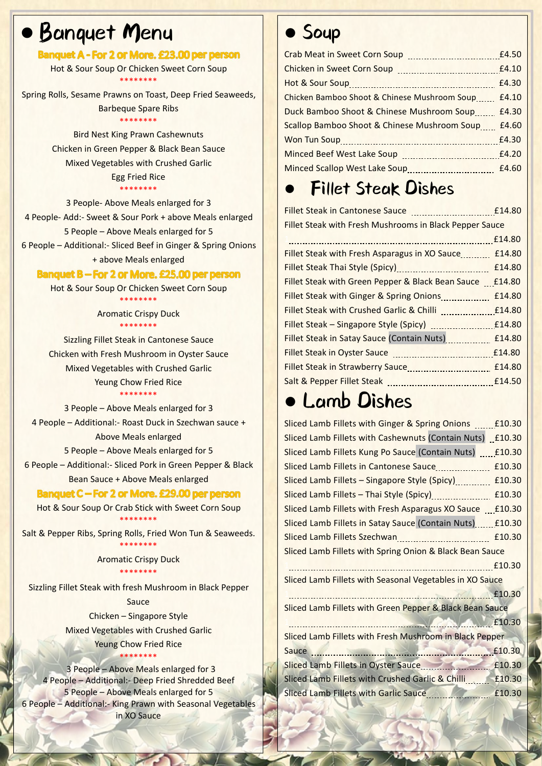# Banquet Menu

## Banquet A - For 2 or More. £23.00 per person

Hot & Sour Soup Or Chicken Sweet Corn Soup

********

Spring Rolls, Sesame Prawns on Toast, Deep Fried Seaweeds, Barbeque Spare Ribs

********

Bird Nest King Prawn Cashewnuts
Chicken in Green Pepper & Black Bean Sauce
Mixed Vegetables with Crushed Garlic
Egg Fried Rice

********

3 People- Above Meals enlarged for 3
4 People- Add:- Sweet & Sour Pork + above Meals enlarged
5 People – Above Meals enlarged for 5
6 People – Additional:- Sliced Beef in Ginger & Spring Onions + above Meals enlarged

## Banquet B – For 2 or More. £25.00 per person

Hot & Sour Soup Or Chicken Sweet Corn Soup

********

Aromatic Crispy Duck

********

Sizzling Fillet Steak in Cantonese Sauce
Chicken with Fresh Mushroom in Oyster Sauce
Mixed Vegetables with Crushed Garlic
Yeung Chow Fried Rice

********

3 People – Above Meals enlarged for 3
4 People – Additional:- Roast Duck in Szechwan sauce + Above Meals enlarged
5 People – Above Meals enlarged for 5
6 People – Additional:- Sliced Pork in Green Pepper & Black Bean Sauce + Above Meals enlarged

## Banquet C – For 2 or More. £29.00 per person

Hot & Sour Soup Or Crab Stick with Sweet Corn Soup

********

Salt & Pepper Ribs, Spring Rolls, Fried Won Tun & Seaweeds.

********

Aromatic Crispy Duck

********

Sizzling Fillet Steak with fresh Mushroom in Black Pepper Sauce
Chicken – Singapore Style
Mixed Vegetables with Crushed Garlic
Yeung Chow Fried Rice

********

3 People – Above Meals enlarged for 3
4 People – Additional:- Deep Fried Shredded Beef
5 People – Above Meals enlarged for 5
6 People – Additional:- King Prawn with Seasonal Vegetables in XO Sauce

# Soup

| | |
|---|---|
| Crab Meat in Sweet Corn Soup | £4.50 |
| Chicken in Sweet Corn Soup | £4.10 |
| Hot & Sour Soup | £4.30 |
| Chicken Bamboo Shoot & Chinese Mushroom Soup | £4.10 |
| Duck Bamboo Shoot & Chinese Mushroom Soup | £4.30 |
| Scallop Bamboo Shoot & Chinese Mushroom Soup | £4.60 |
| Won Tun Soup | £4.30 |
| Minced Beef West Lake Soup | £4.20 |
| Minced Scallop West Lake Soup | £4.60 |

# Fillet Steak Dishes

| | |
|---|---|
| Fillet Steak in Cantonese Sauce | £14.80 |
| Fillet Steak with Fresh Mushrooms in Black Pepper Sauce | £14.80 |
| Fillet Steak with Fresh Asparagus in XO Sauce | £14.80 |
| Fillet Steak Thai Style (Spicy) | £14.80 |
| Fillet Steak with Green Pepper & Black Bean Sauce | £14.80 |
| Fillet Steak with Ginger & Spring Onions | £14.80 |
| Fillet Steak with Crushed Garlic & Chilli | £14.80 |
| Fillet Steak – Singapore Style (Spicy) | £14.80 |
| Fillet Steak in Satay Sauce (Contain Nuts) | £14.80 |
| Fillet Steak in Oyster Sauce | £14.80 |
| Fillet Steak in Strawberry Sauce | £14.80 |
| Salt & Pepper Fillet Steak | £14.50 |

# Lamb Dishes

| | |
|---|---|
| Sliced Lamb Fillets with Ginger & Spring Onions | £10.30 |
| Sliced Lamb Fillets with Cashewnuts (Contain Nuts) | £10.30 |
| Sliced Lamb Fillets Kung Po Sauce (Contain Nuts) | £10.30 |
| Sliced Lamb Fillets in Cantonese Sauce | £10.30 |
| Sliced Lamb Fillets – Singapore Style (Spicy) | £10.30 |
| Sliced Lamb Fillets – Thai Style (Spicy) | £10.30 |
| Sliced Lamb Fillets with Fresh Asparagus XO Sauce | £10.30 |
| Sliced Lamb Fillets in Satay Sauce (Contain Nuts) | £10.30 |
| Sliced Lamb Fillets Szechwan | £10.30 |
| Sliced Lamb Fillets with Spring Onion & Black Bean Sauce | £10.30 |
| Sliced Lamb Fillets with Seasonal Vegetables in XO Sauce | £10.30 |
| Sliced Lamb Fillets with Green Pepper & Black Bean Sauce | £10.30 |
| Sliced Lamb Fillets with Fresh Mushroom in Black Pepper Sauce | £10.30 |
| Sliced Lamb Fillets in Oyster Sauce | £10.30 |
| Sliced Lamb Fillets with Crushed Garlic & Chilli | £10.30 |
| Sliced Lamb Fillets with Garlic Sauce | £10.30 |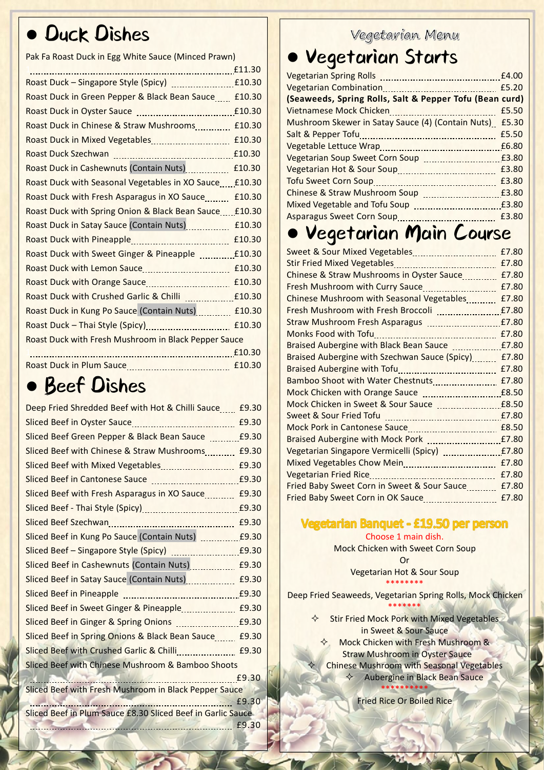## • Duck Dishes

Pak Fa Roast Duck in Egg White Sauce (Minced Prawn) £11.30
Roast Duck – Singapore Style (Spicy) £10.30
Roast Duck in Green Pepper & Black Bean Sauce £10.30
Roast Duck in Oyster Sauce £10.30
Roast Duck in Chinese & Straw Mushrooms £10.30
Roast Duck in Mixed Vegetables £10.30
Roast Duck Szechwan £10.30
Roast Duck in Cashewnuts (Contain Nuts) £10.30
Roast Duck with Seasonal Vegetables in XO Sauce £10.30
Roast Duck with Fresh Asparagus in XO Sauce £10.30
Roast Duck with Spring Onion & Black Bean Sauce £10.30
Roast Duck in Satay Sauce (Contain Nuts) £10.30
Roast Duck with Pineapple £10.30
Roast Duck with Sweet Ginger & Pineapple £10.30
Roast Duck with Lemon Sauce £10.30
Roast Duck with Orange Sauce £10.30
Roast Duck with Crushed Garlic & Chilli £10.30
Roast Duck in Kung Po Sauce (Contain Nuts) £10.30
Roast Duck – Thai Style (Spicy) £10.30
Roast Duck with Fresh Mushroom in Black Pepper Sauce £10.30
Roast Duck in Plum Sauce £10.30

## • Beef Dishes

Deep Fried Shredded Beef with Hot & Chilli Sauce £9.30
Sliced Beef in Oyster Sauce £9.30
Sliced Beef Green Pepper & Black Bean Sauce £9.30
Sliced Beef with Chinese & Straw Mushrooms £9.30
Sliced Beef with Mixed Vegetables £9.30
Sliced Beef in Cantonese Sauce £9.30
Sliced Beef with Fresh Asparagus in XO Sauce £9.30
Sliced Beef - Thai Style (Spicy) £9.30
Sliced Beef Szechwan £9.30
Sliced Beef in Kung Po Sauce (Contain Nuts) £9.30
Sliced Beef – Singapore Style (Spicy) £9.30
Sliced Beef in Cashewnuts (Contain Nuts) £9.30
Sliced Beef in Satay Sauce (Contain Nuts) £9.30
Sliced Beef in Pineapple £9.30
Sliced Beef in Sweet Ginger & Pineapple £9.30
Sliced Beef in Ginger & Spring Onions £9.30
Sliced Beef in Spring Onions & Black Bean Sauce £9.30
Sliced Beef with Crushed Garlic & Chilli £9.30
Sliced Beef with Chinese Mushroom & Bamboo Shoots £9.30
Sliced Beef with Fresh Mushroom in Black Pepper Sauce £9.30
Sliced Beef in Plum Sauce £8.30 Sliced Beef in Garlic Sauce £9.30

# Vegetarian Menu

## • Vegetarian Starts

Vegetarian Spring Rolls £4.00
Vegetarian Combination £5.20
**(Seaweeds, Spring Rolls, Salt & Pepper Tofu (Bean curd)**
Vietnamese Mock Chicken £5.50
Mushroom Skewer in Satay Sauce (4) (Contain Nuts) £5.30
Salt & Pepper Tofu £5.50
Vegetable Lettuce Wrap £6.80
Vegetarian Soup Sweet Corn Soup £3.80
Vegetarian Hot & Sour Soup £3.80
Tofu Sweet Corn Soup £3.80
Chinese & Straw Mushroom Soup £3.80
Mixed Vegetable and Tofu Soup £3.80
Asparagus Sweet Corn Soup £3.80

## • Vegetarian Main Course

Sweet & Sour Mixed Vegetables £7.80
Stir Fried Mixed Vegetables £7.80
Chinese & Straw Mushrooms in Oyster Sauce £7.80
Fresh Mushroom with Curry Sauce £7.80
Chinese Mushroom with Seasonal Vegetables £7.80
Fresh Mushroom with Fresh Broccoli £7.80
Straw Mushroom Fresh Asparagus £7.80
Monks Food with Tofu £7.80
Braised Aubergine with Black Bean Sauce £7.80
Braised Aubergine with Szechwan Sauce (Spicy) £7.80
Braised Aubergine with Tofu £7.80
Bamboo Shoot with Water Chestnuts £7.80
Mock Chicken with Orange Sauce £8.50
Mock Chicken in Sweet & Sour Sauce £8.50
Sweet & Sour Fried Tofu £7.80
Mock Pork in Cantonese Sauce £8.50
Braised Aubergine with Mock Pork £7.80
Vegetarian Singapore Vermicelli (Spicy) £7.80
Mixed Vegetables Chow Mein £7.80
Vegetarian Fried Rice £7.80
Fried Baby Sweet Corn in Sweet & Sour Sauce £7.80
Fried Baby Sweet Corn in OK Sauce £7.80

### Vegetarian Banquet - £19.50 per person

Choose 1 main dish.

Mock Chicken with Sweet Corn Soup
Or
Vegetarian Hot & Sour Soup

********

Deep Fried Seaweeds, Vegetarian Spring Rolls, Mock Chicken

*******

✧ Stir Fried Mock Pork with Mixed Vegetables in Sweet & Sour Sauce
✧ Mock Chicken with Fresh Mushroom & Straw Mushroom in Oyster Sauce
✧ Chinese Mushroom with Seasonal Vegetables
✧ Aubergine in Black Bean Sauce

**********

Fried Rice Or Boiled Rice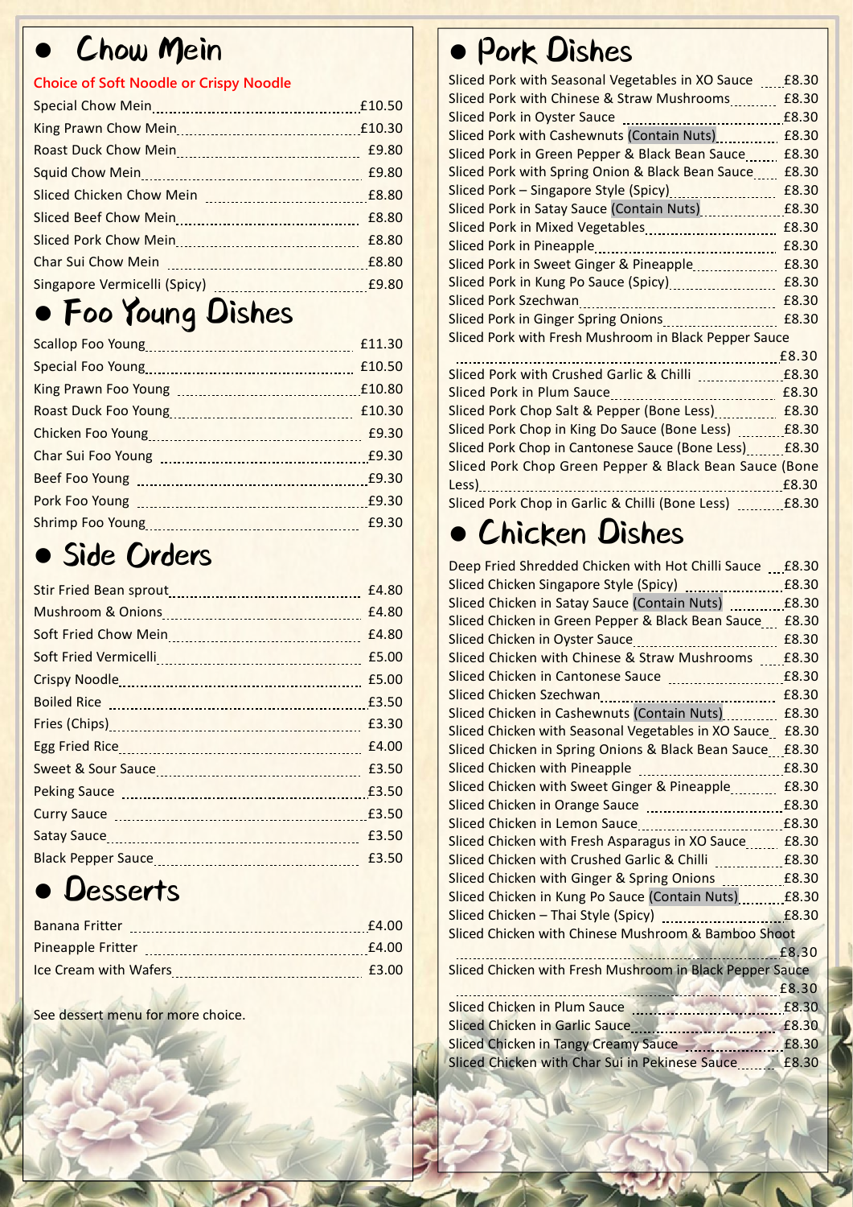## Chow Mein

**Choice of Soft Noodle or Crispy Noodle**

| | |
|---|---|
| Special Chow Mein | £10.50 |
| King Prawn Chow Mein | £10.30 |
| Roast Duck Chow Mein | £9.80 |
| Squid Chow Mein | £9.80 |
| Sliced Chicken Chow Mein | £8.80 |
| Sliced Beef Chow Mein | £8.80 |
| Sliced Pork Chow Mein | £8.80 |
| Char Sui Chow Mein | £8.80 |
| Singapore Vermicelli (Spicy) | £9.80 |

## Foo Young Dishes

| | |
|---|---|
| Scallop Foo Young | £11.30 |
| Special Foo Young | £10.50 |
| King Prawn Foo Young | £10.80 |
| Roast Duck Foo Young | £10.30 |
| Chicken Foo Young | £9.30 |
| Char Sui Foo Young | £9.30 |
| Beef Foo Young | £9.30 |
| Pork Foo Young | £9.30 |
| Shrimp Foo Young | £9.30 |

## Side Orders

| | |
|---|---|
| Stir Fried Bean sprout | £4.80 |
| Mushroom & Onions | £4.80 |
| Soft Fried Chow Mein | £4.80 |
| Soft Fried Vermicelli | £5.00 |
| Crispy Noodle | £5.00 |
| Boiled Rice | £3.50 |
| Fries (Chips) | £3.30 |
| Egg Fried Rice | £4.00 |
| Sweet & Sour Sauce | £3.50 |
| Peking Sauce | £3.50 |
| Curry Sauce | £3.50 |
| Satay Sauce | £3.50 |
| Black Pepper Sauce | £3.50 |

## Desserts

| | |
|---|---|
| Banana Fritter | £4.00 |
| Pineapple Fritter | £4.00 |
| Ice Cream with Wafers | £3.00 |

See dessert menu for more choice.

## Pork Dishes

| | |
|---|---|
| Sliced Pork with Seasonal Vegetables in XO Sauce | £8.30 |
| Sliced Pork with Chinese & Straw Mushrooms | £8.30 |
| Sliced Pork in Oyster Sauce | £8.30 |
| Sliced Pork with Cashewnuts (Contain Nuts) | £8.30 |
| Sliced Pork in Green Pepper & Black Bean Sauce | £8.30 |
| Sliced Pork with Spring Onion & Black Bean Sauce | £8.30 |
| Sliced Pork – Singapore Style (Spicy) | £8.30 |
| Sliced Pork in Satay Sauce (Contain Nuts) | £8.30 |
| Sliced Pork in Mixed Vegetables | £8.30 |
| Sliced Pork in Pineapple | £8.30 |
| Sliced Pork in Sweet Ginger & Pineapple | £8.30 |
| Sliced Pork in Kung Po Sauce (Spicy) | £8.30 |
| Sliced Pork Szechwan | £8.30 |
| Sliced Pork in Ginger Spring Onions | £8.30 |
| Sliced Pork with Fresh Mushroom in Black Pepper Sauce | £8.30 |
| Sliced Pork with Crushed Garlic & Chilli | £8.30 |
| Sliced Pork in Plum Sauce | £8.30 |
| Sliced Pork Chop Salt & Pepper (Bone Less) | £8.30 |
| Sliced Pork Chop in King Do Sauce (Bone Less) | £8.30 |
| Sliced Pork Chop in Cantonese Sauce (Bone Less) | £8.30 |
| Sliced Pork Chop Green Pepper & Black Bean Sauce (Bone Less) | £8.30 |
| Sliced Pork Chop in Garlic & Chilli (Bone Less) | £8.30 |

## Chicken Dishes

| | |
|---|---|
| Deep Fried Shredded Chicken with Hot Chilli Sauce | £8.30 |
| Sliced Chicken Singapore Style (Spicy) | £8.30 |
| Sliced Chicken in Satay Sauce (Contain Nuts) | £8.30 |
| Sliced Chicken in Green Pepper & Black Bean Sauce | £8.30 |
| Sliced Chicken in Oyster Sauce | £8.30 |
| Sliced Chicken with Chinese & Straw Mushrooms | £8.30 |
| Sliced Chicken in Cantonese Sauce | £8.30 |
| Sliced Chicken Szechwan | £8.30 |
| Sliced Chicken in Cashewnuts (Contain Nuts) | £8.30 |
| Sliced Chicken with Seasonal Vegetables in XO Sauce | £8.30 |
| Sliced Chicken in Spring Onions & Black Bean Sauce | £8.30 |
| Sliced Chicken with Pineapple | £8.30 |
| Sliced Chicken with Sweet Ginger & Pineapple | £8.30 |
| Sliced Chicken in Orange Sauce | £8.30 |
| Sliced Chicken in Lemon Sauce | £8.30 |
| Sliced Chicken with Fresh Asparagus in XO Sauce | £8.30 |
| Sliced Chicken with Crushed Garlic & Chilli | £8.30 |
| Sliced Chicken with Ginger & Spring Onions | £8.30 |
| Sliced Chicken in Kung Po Sauce (Contain Nuts) | £8.30 |
| Sliced Chicken – Thai Style (Spicy) | £8.30 |
| Sliced Chicken with Chinese Mushroom & Bamboo Shoot | £8.30 |
| Sliced Chicken with Fresh Mushroom in Black Pepper Sauce | £8.30 |
| Sliced Chicken in Plum Sauce | £8.30 |
| Sliced Chicken in Garlic Sauce | £8.30 |
| Sliced Chicken in Tangy Creamy Sauce | £8.30 |
| Sliced Chicken with Char Sui in Pekinese Sauce | £8.30 |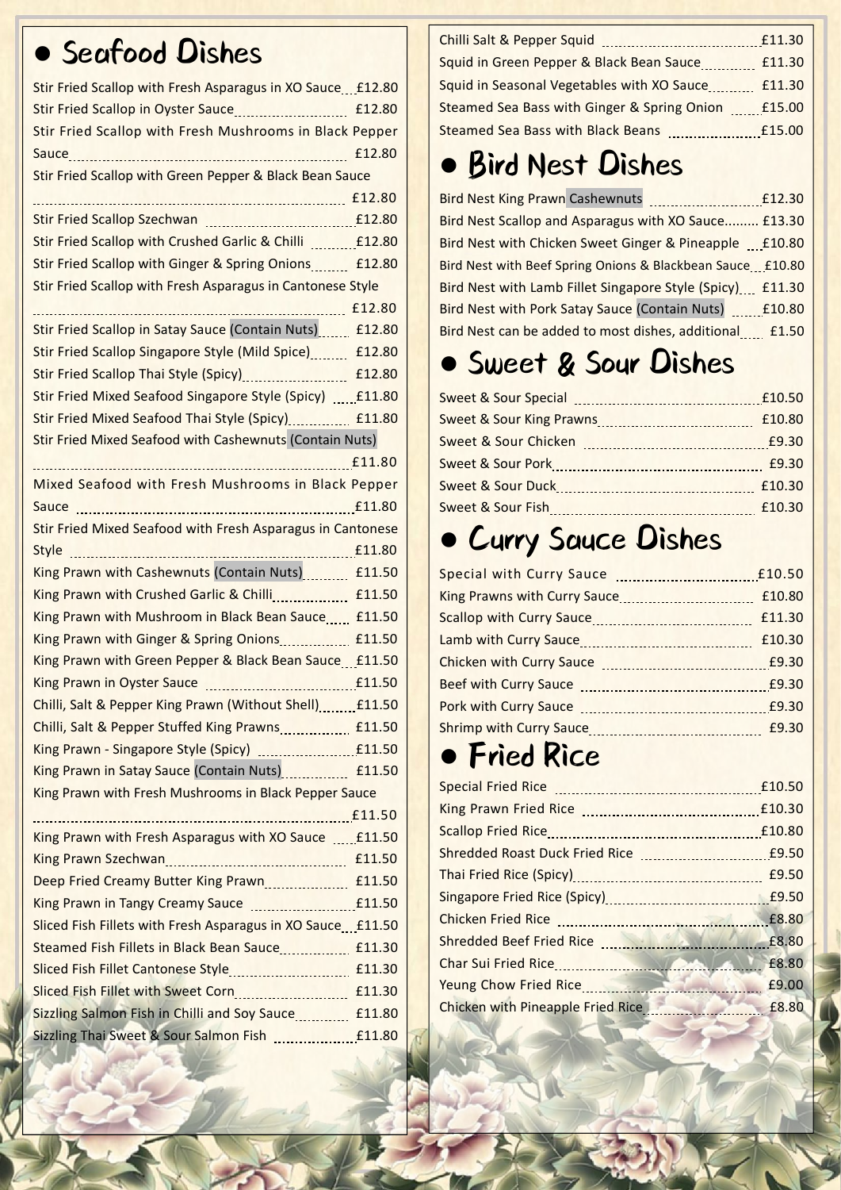# Seafood Dishes

Stir Fried Scallop with Fresh Asparagus in XO Sauce £12.80
Stir Fried Scallop in Oyster Sauce £12.80
Stir Fried Scallop with Fresh Mushrooms in Black Pepper Sauce £12.80
Stir Fried Scallop with Green Pepper & Black Bean Sauce £12.80
Stir Fried Scallop Szechwan £12.80
Stir Fried Scallop with Crushed Garlic & Chilli £12.80
Stir Fried Scallop with Ginger & Spring Onions £12.80
Stir Fried Scallop with Fresh Asparagus in Cantonese Style £12.80
Stir Fried Scallop in Satay Sauce (Contain Nuts) £12.80
Stir Fried Scallop Singapore Style (Mild Spice) £12.80
Stir Fried Scallop Thai Style (Spicy) £12.80
Stir Fried Mixed Seafood Singapore Style (Spicy) £11.80
Stir Fried Mixed Seafood Thai Style (Spicy) £11.80
Stir Fried Mixed Seafood with Cashewnuts (Contain Nuts) £11.80
Mixed Seafood with Fresh Mushrooms in Black Pepper Sauce £11.80
Stir Fried Mixed Seafood with Fresh Asparagus in Cantonese Style £11.80
King Prawn with Cashewnuts (Contain Nuts) £11.50
King Prawn with Crushed Garlic & Chilli £11.50
King Prawn with Mushroom in Black Bean Sauce £11.50
King Prawn with Ginger & Spring Onions £11.50
King Prawn with Green Pepper & Black Bean Sauce £11.50
King Prawn in Oyster Sauce £11.50
Chilli, Salt & Pepper King Prawn (Without Shell) £11.50
Chilli, Salt & Pepper Stuffed King Prawns £11.50
King Prawn - Singapore Style (Spicy) £11.50
King Prawn in Satay Sauce (Contain Nuts) £11.50
King Prawn with Fresh Mushrooms in Black Pepper Sauce £11.50
King Prawn with Fresh Asparagus with XO Sauce £11.50
King Prawn Szechwan £11.50
Deep Fried Creamy Butter King Prawn £11.50
King Prawn in Tangy Creamy Sauce £11.50
Sliced Fish Fillets with Fresh Asparagus in XO Sauce £11.50
Steamed Fish Fillets in Black Bean Sauce £11.30
Sliced Fish Fillet Cantonese Style £11.30
Sliced Fish Fillet with Sweet Corn £11.30
Sizzling Salmon Fish in Chilli and Soy Sauce £11.80
Sizzling Thai Sweet & Sour Salmon Fish £11.80
Chilli Salt & Pepper Squid £11.30
Squid in Green Pepper & Black Bean Sauce £11.30
Squid in Seasonal Vegetables with XO Sauce £11.30
Steamed Sea Bass with Ginger & Spring Onion £15.00
Steamed Sea Bass with Black Beans £15.00

# Bird Nest Dishes

Bird Nest King Prawn Cashewnuts £12.30
Bird Nest Scallop and Asparagus with XO Sauce £13.30
Bird Nest with Chicken Sweet Ginger & Pineapple £10.80
Bird Nest with Beef Spring Onions & Blackbean Sauce £10.80
Bird Nest with Lamb Fillet Singapore Style (Spicy) £11.30
Bird Nest with Pork Satay Sauce (Contain Nuts) £10.80
Bird Nest can be added to most dishes, additional £1.50

# Sweet & Sour Dishes

Sweet & Sour Special £10.50
Sweet & Sour King Prawns £10.80
Sweet & Sour Chicken £9.30
Sweet & Sour Pork £9.30
Sweet & Sour Duck £10.30
Sweet & Sour Fish £10.30

# Curry Sauce Dishes

Special with Curry Sauce £10.50
King Prawns with Curry Sauce £10.80
Scallop with Curry Sauce £11.30
Lamb with Curry Sauce £10.30
Chicken with Curry Sauce £9.30
Beef with Curry Sauce £9.30
Pork with Curry Sauce £9.30
Shrimp with Curry Sauce £9.30

# Fried Rice

Special Fried Rice £10.50
King Prawn Fried Rice £10.30
Scallop Fried Rice £10.80
Shredded Roast Duck Fried Rice £9.50
Thai Fried Rice (Spicy) £9.50
Singapore Fried Rice (Spicy) £9.50
Chicken Fried Rice £8.80
Shredded Beef Fried Rice £8.80
Char Sui Fried Rice £8.80
Yeung Chow Fried Rice £9.00
Chicken with Pineapple Fried Rice £8.80